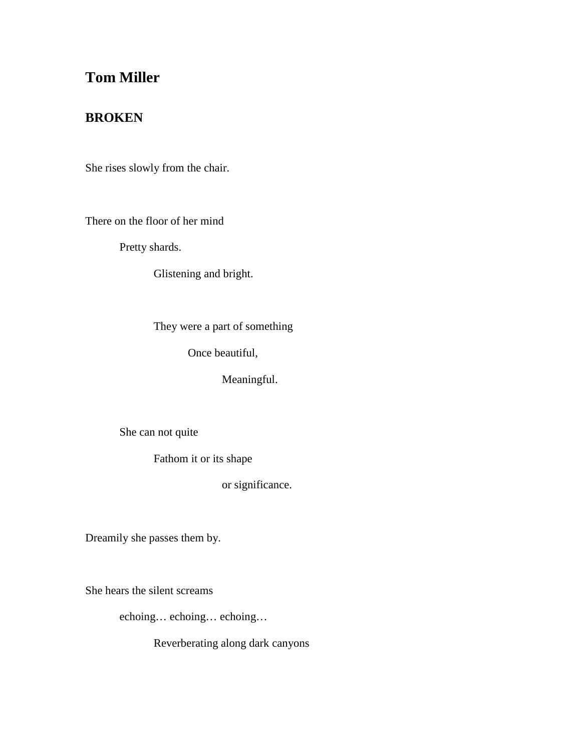# Tom Miller

## BROKEN

She rises slowly from the chair.

There on the floor of her mind

&nbsp;&nbsp;&nbsp;&nbsp;&nbsp;&nbsp;&nbsp;&nbsp;Pretty shards.

&nbsp;&nbsp;&nbsp;&nbsp;&nbsp;&nbsp;&nbsp;&nbsp;&nbsp;&nbsp;&nbsp;&nbsp;&nbsp;&nbsp;&nbsp;&nbsp;Glistening and bright.

&nbsp;&nbsp;&nbsp;&nbsp;&nbsp;&nbsp;&nbsp;&nbsp;&nbsp;&nbsp;&nbsp;&nbsp;&nbsp;&nbsp;&nbsp;&nbsp;They were a part of something

&nbsp;&nbsp;&nbsp;&nbsp;&nbsp;&nbsp;&nbsp;&nbsp;&nbsp;&nbsp;&nbsp;&nbsp;&nbsp;&nbsp;&nbsp;&nbsp;&nbsp;&nbsp;&nbsp;&nbsp;&nbsp;&nbsp;&nbsp;&nbsp;Once beautiful,

&nbsp;&nbsp;&nbsp;&nbsp;&nbsp;&nbsp;&nbsp;&nbsp;&nbsp;&nbsp;&nbsp;&nbsp;&nbsp;&nbsp;&nbsp;&nbsp;&nbsp;&nbsp;&nbsp;&nbsp;&nbsp;&nbsp;&nbsp;&nbsp;&nbsp;&nbsp;&nbsp;&nbsp;&nbsp;&nbsp;&nbsp;&nbsp;Meaningful.

&nbsp;&nbsp;&nbsp;&nbsp;&nbsp;&nbsp;&nbsp;&nbsp;She can not quite

&nbsp;&nbsp;&nbsp;&nbsp;&nbsp;&nbsp;&nbsp;&nbsp;&nbsp;&nbsp;&nbsp;&nbsp;&nbsp;&nbsp;&nbsp;&nbsp;Fathom it or its shape

&nbsp;&nbsp;&nbsp;&nbsp;&nbsp;&nbsp;&nbsp;&nbsp;&nbsp;&nbsp;&nbsp;&nbsp;&nbsp;&nbsp;&nbsp;&nbsp;&nbsp;&nbsp;&nbsp;&nbsp;&nbsp;&nbsp;&nbsp;&nbsp;&nbsp;&nbsp;&nbsp;&nbsp;&nbsp;&nbsp;&nbsp;&nbsp;or significance.

Dreamily she passes them by.

She hears the silent screams

&nbsp;&nbsp;&nbsp;&nbsp;&nbsp;&nbsp;&nbsp;&nbsp;echoing… echoing… echoing…

&nbsp;&nbsp;&nbsp;&nbsp;&nbsp;&nbsp;&nbsp;&nbsp;&nbsp;&nbsp;&nbsp;&nbsp;&nbsp;&nbsp;&nbsp;&nbsp;Reverberating along dark canyons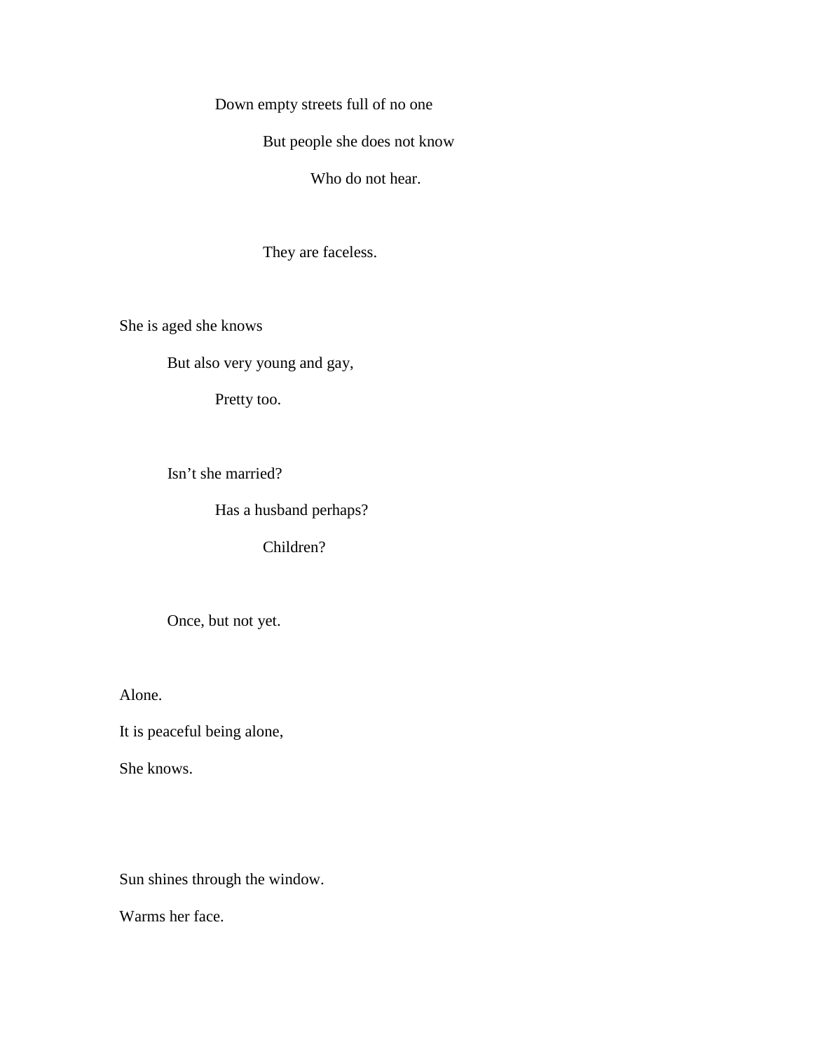Down empty streets full of no one

But people she does not know

Who do not hear.

They are faceless.

She is aged she knows

But also very young and gay,

Pretty too.

Isn't she married?

Has a husband perhaps?

Children?

Once, but not yet.

Alone.

It is peaceful being alone,

She knows.

Sun shines through the window.

Warms her face.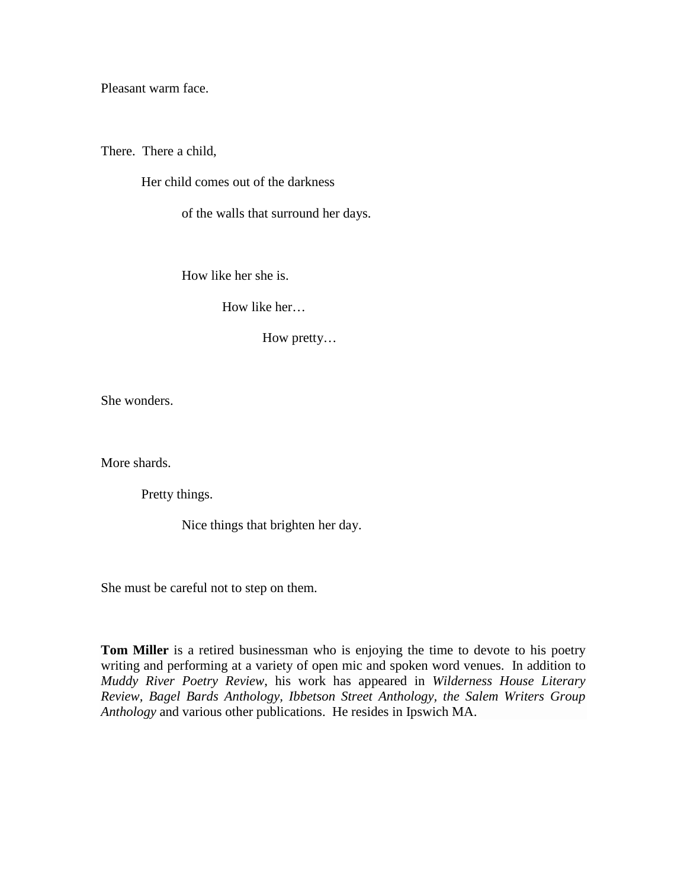Pleasant warm face.

There.  There a child,

  Her child comes out of the darkness

    of the walls that surround her days.

    How like her she is.

      How like her…

        How pretty…

She wonders.

More shards.

  Pretty things.

    Nice things that brighten her day.

She must be careful not to step on them.

**Tom Miller** is a retired businessman who is enjoying the time to devote to his poetry writing and performing at a variety of open mic and spoken word venues.  In addition to *Muddy River Poetry Review*, his work has appeared in *Wilderness House Literary Review, Bagel Bards Anthology, Ibbetson Street Anthology, the Salem Writers Group Anthology* and various other publications.  He resides in Ipswich MA.